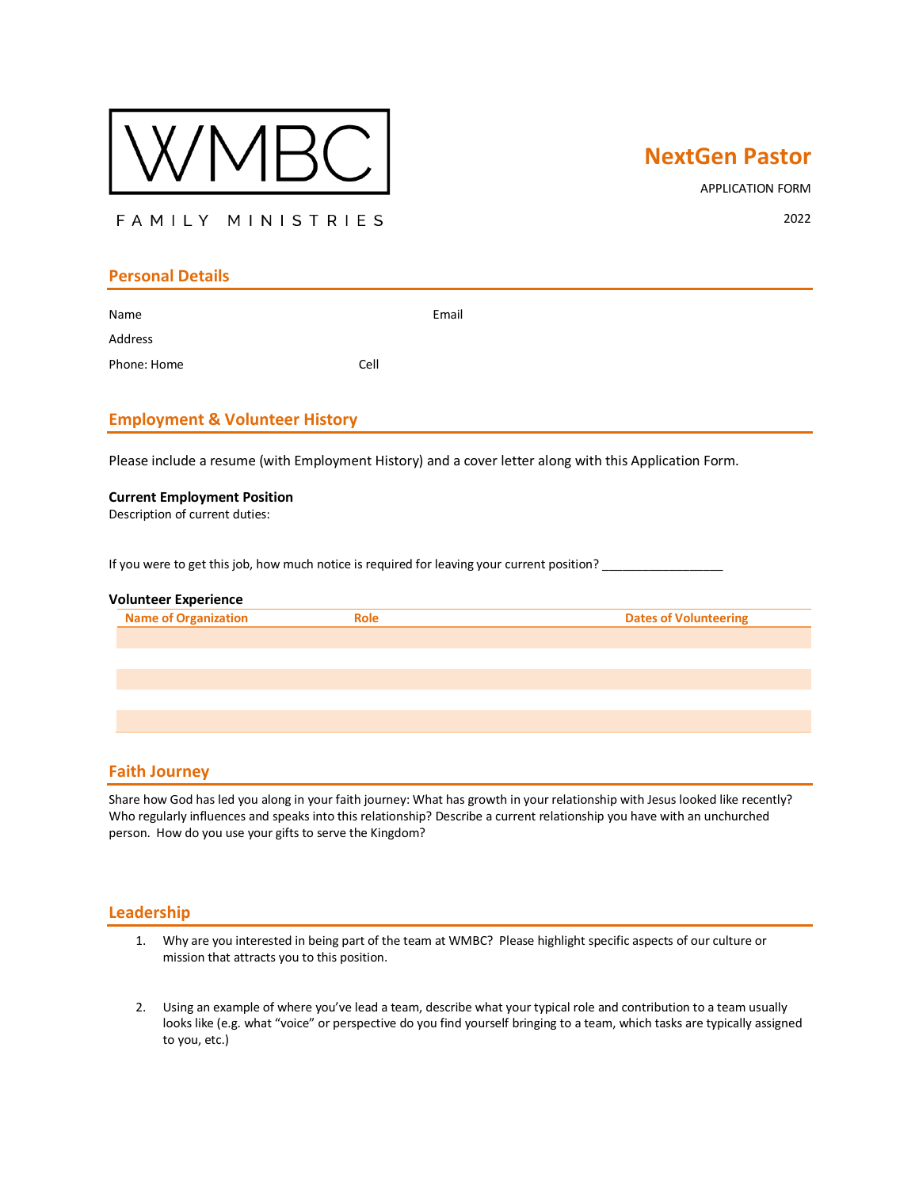WMBC

FAMILY MINISTRIES

# NextGen Pastor

APPLICATION FORM

2022

## Personal Details

Name Email

Address

Phone: Home Cell

## Employment & Volunteer History

Please include a resume (with Employment History) and a cover letter along with this Application Form.

**Current Employment Position**

Description of current duties:

If you were to get this job, how much notice is required for leaving your current position? ___________________

**Volunteer Experience**

| Name of Organization | Role | Dates of Volunteering |
| --- | --- | --- |
| | | |
| | | |
| | | |
| | | |
| | | |

## Faith Journey

Share how God has led you along in your faith journey: What has growth in your relationship with Jesus looked like recently? Who regularly influences and speaks into this relationship? Describe a current relationship you have with an unchurched person. How do you use your gifts to serve the Kingdom?

## Leadership

1. Why are you interested in being part of the team at WMBC? Please highlight specific aspects of our culture or mission that attracts you to this position.

2. Using an example of where you've lead a team, describe what your typical role and contribution to a team usually looks like (e.g. what "voice" or perspective do you find yourself bringing to a team, which tasks are typically assigned to you, etc.)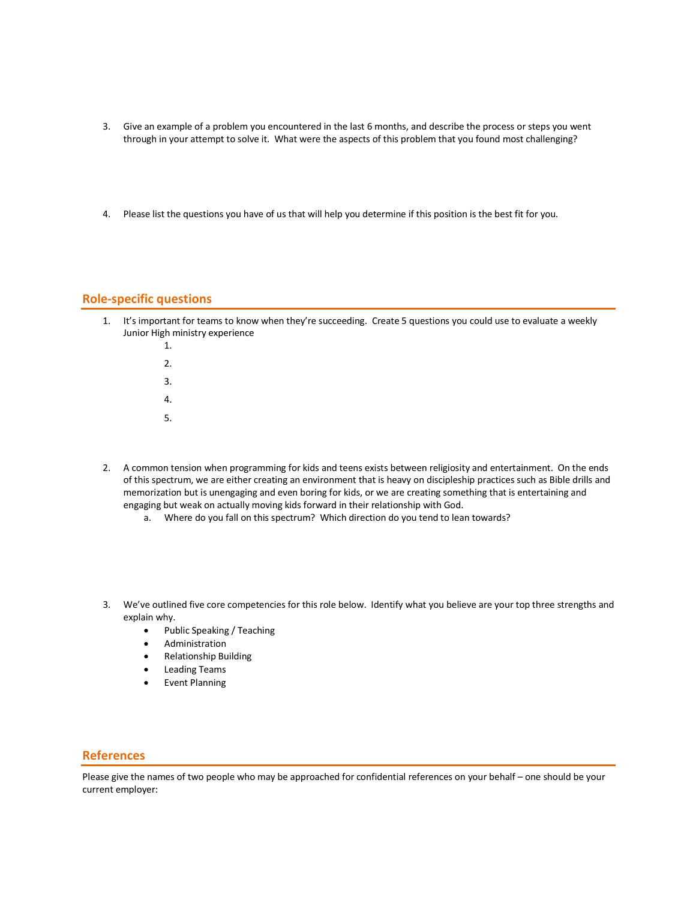3. Give an example of a problem you encountered in the last 6 months, and describe the process or steps you went through in your attempt to solve it. What were the aspects of this problem that you found most challenging?

4. Please list the questions you have of us that will help you determine if this position is the best fit for you.

## Role-specific questions

1. It's important for teams to know when they're succeeding. Create 5 questions you could use to evaluate a weekly Junior High ministry experience
    1.
    2.
    3.
    4.
    5.

2. A common tension when programming for kids and teens exists between religiosity and entertainment. On the ends of this spectrum, we are either creating an environment that is heavy on discipleship practices such as Bible drills and memorization but is unengaging and even boring for kids, or we are creating something that is entertaining and engaging but weak on actually moving kids forward in their relationship with God.
    a. Where do you fall on this spectrum? Which direction do you tend to lean towards?

3. We've outlined five core competencies for this role below. Identify what you believe are your top three strengths and explain why.
    - Public Speaking / Teaching
    - Administration
    - Relationship Building
    - Leading Teams
    - Event Planning

## References

Please give the names of two people who may be approached for confidential references on your behalf – one should be your current employer: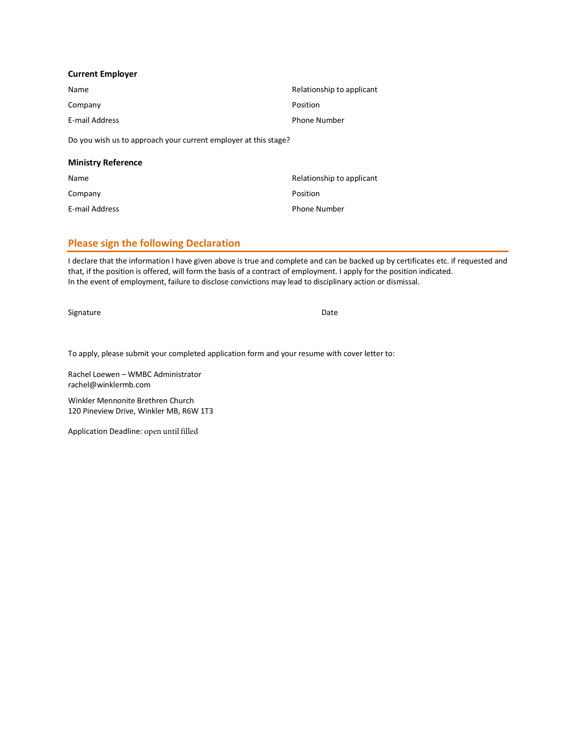**Current Employer**

| | |
|---|---|
| Name | Relationship to applicant |
| Company | Position |
| E-mail Address | Phone Number |

Do you wish us to approach your current employer at this stage?

**Ministry Reference**

| | |
|---|---|
| Name | Relationship to applicant |
| Company | Position |
| E-mail Address | Phone Number |

## Please sign the following Declaration

I declare that the information I have given above is true and complete and can be backed up by certificates etc. if requested and that, if the position is offered, will form the basis of a contract of employment. I apply for the position indicated.
In the event of employment, failure to disclose convictions may lead to disciplinary action or dismissal.

Signature Date

To apply, please submit your completed application form and your resume with cover letter to:

Rachel Loewen – WMBC Administrator
rachel@winklermb.com

Winkler Mennonite Brethren Church
120 Pineview Drive, Winkler MB, R6W 1T3

Application Deadline: open until filled